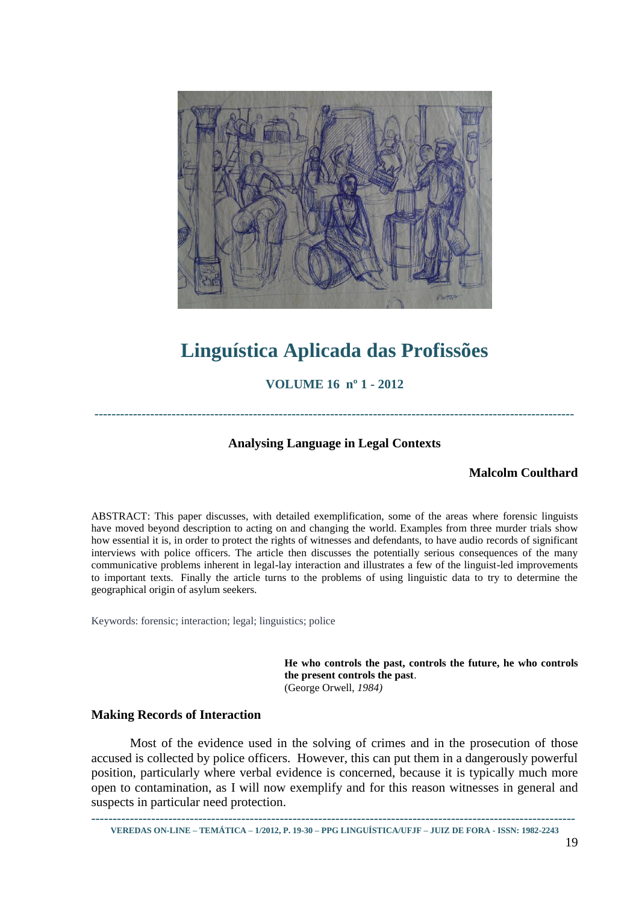# Linguística Aplicada das Profissões

**VOLUME 16 nº 1 - 2012**

---

## Analysing Language in Legal Contexts

**Malcolm Coulthard**

ABSTRACT: This paper discusses, with detailed exemplification, some of the areas where forensic linguists have moved beyond description to acting on and changing the world. Examples from three murder trials show how essential it is, in order to protect the rights of witnesses and defendants, to have audio records of significant interviews with police officers. The article then discusses the potentially serious consequences of the many communicative problems inherent in legal-lay interaction and illustrates a few of the linguist-led improvements to important texts. Finally the article turns to the problems of using linguistic data to try to determine the geographical origin of asylum seekers.

Keywords: forensic; interaction; legal; linguistics; police

> **He who controls the past, controls the future, he who controls the present controls the past**.
> (George Orwell, *1984)*

### Making Records of Interaction

Most of the evidence used in the solving of crimes and in the prosecution of those accused is collected by police officers. However, this can put them in a dangerously powerful position, particularly where verbal evidence is concerned, because it is typically much more open to contamination, as I will now exemplify and for this reason witnesses in general and suspects in particular need protection.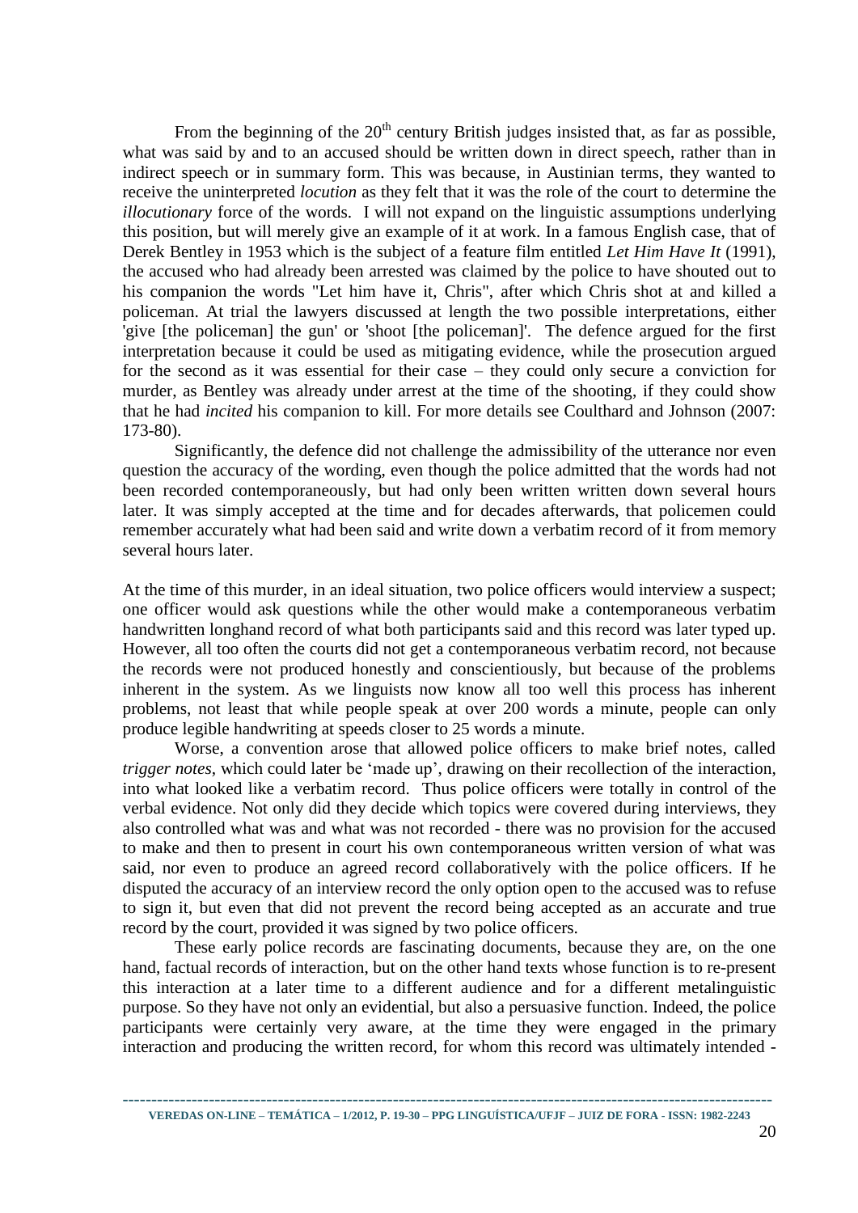From the beginning of the 20th century British judges insisted that, as far as possible, what was said by and to an accused should be written down in direct speech, rather than in indirect speech or in summary form. This was because, in Austinian terms, they wanted to receive the uninterpreted *locution* as they felt that it was the role of the court to determine the *illocutionary* force of the words. I will not expand on the linguistic assumptions underlying this position, but will merely give an example of it at work. In a famous English case, that of Derek Bentley in 1953 which is the subject of a feature film entitled *Let Him Have It* (1991), the accused who had already been arrested was claimed by the police to have shouted out to his companion the words "Let him have it, Chris", after which Chris shot at and killed a policeman. At trial the lawyers discussed at length the two possible interpretations, either 'give [the policeman] the gun' or 'shoot [the policeman]'. The defence argued for the first interpretation because it could be used as mitigating evidence, while the prosecution argued for the second as it was essential for their case – they could only secure a conviction for murder, as Bentley was already under arrest at the time of the shooting, if they could show that he had *incited* his companion to kill. For more details see Coulthard and Johnson (2007: 173-80).

Significantly, the defence did not challenge the admissibility of the utterance nor even question the accuracy of the wording, even though the police admitted that the words had not been recorded contemporaneously, but had only been written written down several hours later. It was simply accepted at the time and for decades afterwards, that policemen could remember accurately what had been said and write down a verbatim record of it from memory several hours later.

At the time of this murder, in an ideal situation, two police officers would interview a suspect; one officer would ask questions while the other would make a contemporaneous verbatim handwritten longhand record of what both participants said and this record was later typed up. However, all too often the courts did not get a contemporaneous verbatim record, not because the records were not produced honestly and conscientiously, but because of the problems inherent in the system. As we linguists now know all too well this process has inherent problems, not least that while people speak at over 200 words a minute, people can only produce legible handwriting at speeds closer to 25 words a minute.

Worse, a convention arose that allowed police officers to make brief notes, called *trigger notes*, which could later be 'made up', drawing on their recollection of the interaction, into what looked like a verbatim record. Thus police officers were totally in control of the verbal evidence. Not only did they decide which topics were covered during interviews, they also controlled what was and what was not recorded - there was no provision for the accused to make and then to present in court his own contemporaneous written version of what was said, nor even to produce an agreed record collaboratively with the police officers. If he disputed the accuracy of an interview record the only option open to the accused was to refuse to sign it, but even that did not prevent the record being accepted as an accurate and true record by the court, provided it was signed by two police officers.

These early police records are fascinating documents, because they are, on the one hand, factual records of interaction, but on the other hand texts whose function is to re-present this interaction at a later time to a different audience and for a different metalinguistic purpose. So they have not only an evidential, but also a persuasive function. Indeed, the police participants were certainly very aware, at the time they were engaged in the primary interaction and producing the written record, for whom this record was ultimately intended -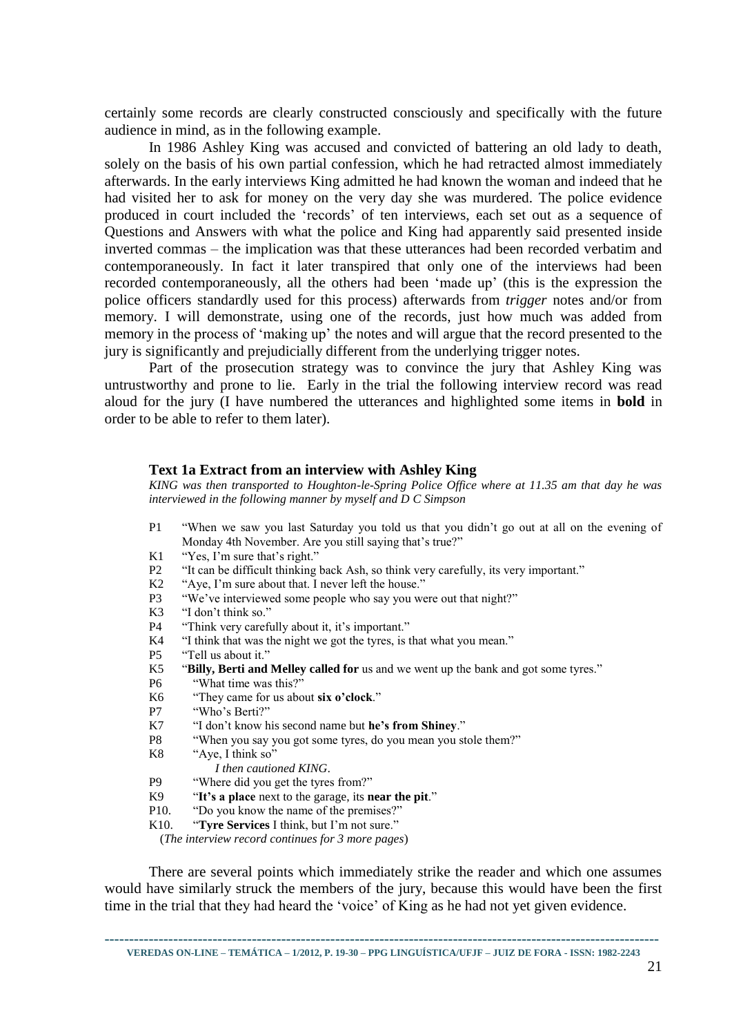certainly some records are clearly constructed consciously and specifically with the future audience in mind, as in the following example.

In 1986 Ashley King was accused and convicted of battering an old lady to death, solely on the basis of his own partial confession, which he had retracted almost immediately afterwards. In the early interviews King admitted he had known the woman and indeed that he had visited her to ask for money on the very day she was murdered. The police evidence produced in court included the 'records' of ten interviews, each set out as a sequence of Questions and Answers with what the police and King had apparently said presented inside inverted commas – the implication was that these utterances had been recorded verbatim and contemporaneously. In fact it later transpired that only one of the interviews had been recorded contemporaneously, all the others had been 'made up' (this is the expression the police officers standardly used for this process) afterwards from *trigger* notes and/or from memory. I will demonstrate, using one of the records, just how much was added from memory in the process of 'making up' the notes and will argue that the record presented to the jury is significantly and prejudicially different from the underlying trigger notes.

Part of the prosecution strategy was to convince the jury that Ashley King was untrustworthy and prone to lie. Early in the trial the following interview record was read aloud for the jury (I have numbered the utterances and highlighted some items in **bold** in order to be able to refer to them later).

### Text 1a Extract from an interview with Ashley King

*KING was then transported to Houghton-le-Spring Police Office where at 11.35 am that day he was interviewed in the following manner by myself and D C Simpson*

P1 "When we saw you last Saturday you told us that you didn't go out at all on the evening of Monday 4th November. Are you still saying that's true?"

K1 "Yes, I'm sure that's right."

P2 "It can be difficult thinking back Ash, so think very carefully, its very important."

K2 "Aye, I'm sure about that. I never left the house."

P3 "We've interviewed some people who say you were out that night?"

K3 "I don't think so."

P4 "Think very carefully about it, it's important."

K4 "I think that was the night we got the tyres, is that what you mean."

P5 "Tell us about it."

K5 "**Billy, Berti and Melley called for** us and we went up the bank and got some tyres."

P6 "What time was this?"

K6 "They came for us about **six o'clock**."

P7 "Who's Berti?"

K7 "I don't know his second name but **he's from Shiney**."

P8 "When you say you got some tyres, do you mean you stole them?"

K8 "Aye, I think so"

*I then cautioned KING*.

P9 "Where did you get the tyres from?"

K9 "**It's a place** next to the garage, its **near the pit**."

P10. "Do you know the name of the premises?"

K10. "**Tyre Services** I think, but I'm not sure."

(*The interview record continues for 3 more pages*)

There are several points which immediately strike the reader and which one assumes would have similarly struck the members of the jury, because this would have been the first time in the trial that they had heard the 'voice' of King as he had not yet given evidence.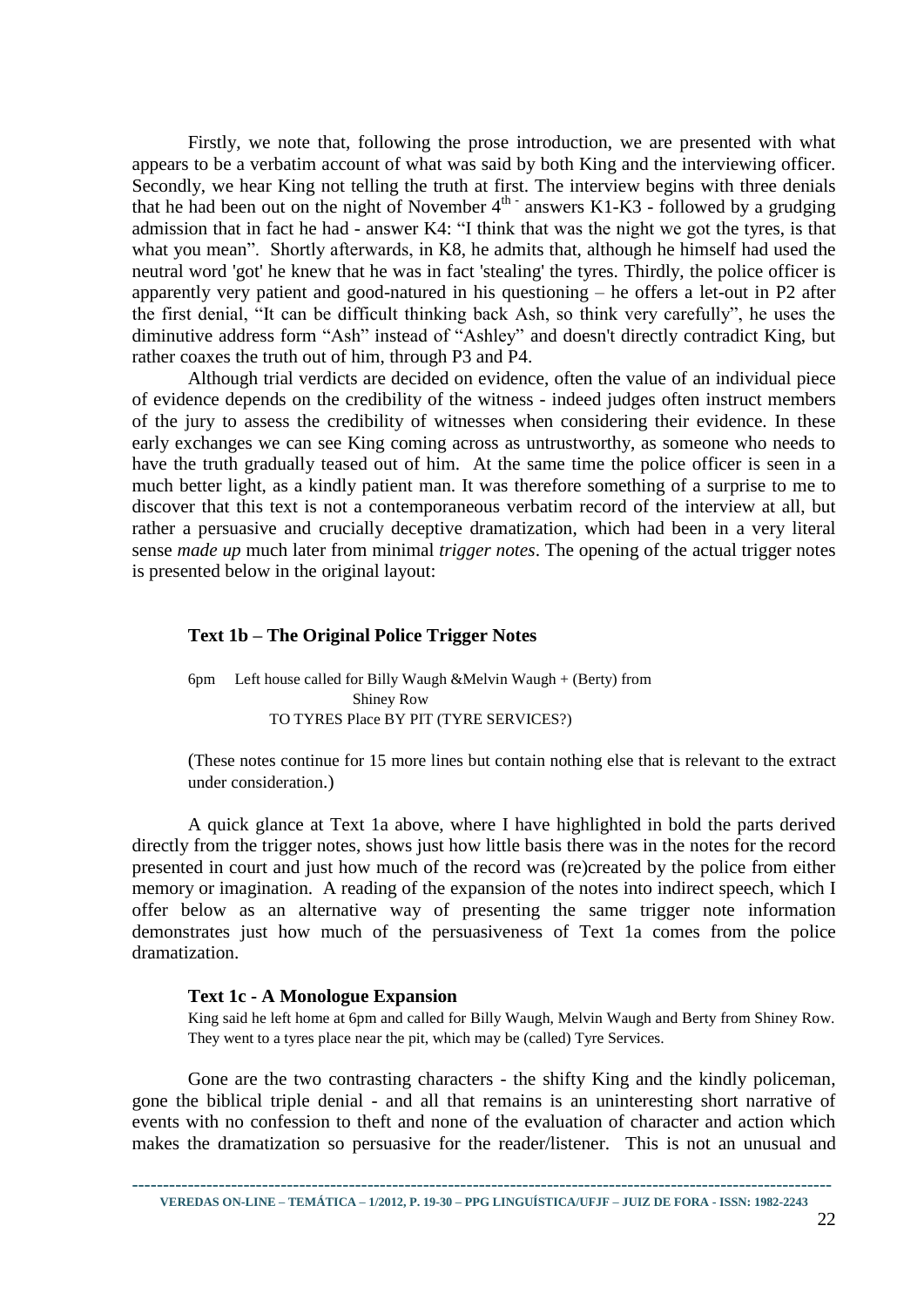Firstly, we note that, following the prose introduction, we are presented with what appears to be a verbatim account of what was said by both King and the interviewing officer. Secondly, we hear King not telling the truth at first. The interview begins with three denials that he had been out on the night of November 4th - answers K1-K3 - followed by a grudging admission that in fact he had - answer K4: “I think that was the night we got the tyres, is that what you mean”. Shortly afterwards, in K8, he admits that, although he himself had used the neutral word 'got' he knew that he was in fact 'stealing' the tyres. Thirdly, the police officer is apparently very patient and good-natured in his questioning – he offers a let-out in P2 after the first denial, “It can be difficult thinking back Ash, so think very carefully”, he uses the diminutive address form “Ash” instead of “Ashley” and doesn't directly contradict King, but rather coaxes the truth out of him, through P3 and P4.

Although trial verdicts are decided on evidence, often the value of an individual piece of evidence depends on the credibility of the witness - indeed judges often instruct members of the jury to assess the credibility of witnesses when considering their evidence. In these early exchanges we can see King coming across as untrustworthy, as someone who needs to have the truth gradually teased out of him. At the same time the police officer is seen in a much better light, as a kindly patient man. It was therefore something of a surprise to me to discover that this text is not a contemporaneous verbatim record of the interview at all, but rather a persuasive and crucially deceptive dramatization, which had been in a very literal sense *made up* much later from minimal *trigger notes*. The opening of the actual trigger notes is presented below in the original layout:

### Text 1b – The Original Police Trigger Notes

6pm Left house called for Billy Waugh &Melvin Waugh + (Berty) from
Shiney Row
TO TYRES Place BY PIT (TYRE SERVICES?)

(These notes continue for 15 more lines but contain nothing else that is relevant to the extract under consideration.)

A quick glance at Text 1a above, where I have highlighted in bold the parts derived directly from the trigger notes, shows just how little basis there was in the notes for the record presented in court and just how much of the record was (re)created by the police from either memory or imagination. A reading of the expansion of the notes into indirect speech, which I offer below as an alternative way of presenting the same trigger note information demonstrates just how much of the persuasiveness of Text 1a comes from the police dramatization.

### Text 1c - A Monologue Expansion

King said he left home at 6pm and called for Billy Waugh, Melvin Waugh and Berty from Shiney Row. They went to a tyres place near the pit, which may be (called) Tyre Services.

Gone are the two contrasting characters - the shifty King and the kindly policeman, gone the biblical triple denial - and all that remains is an uninteresting short narrative of events with no confession to theft and none of the evaluation of character and action which makes the dramatization so persuasive for the reader/listener. This is not an unusual and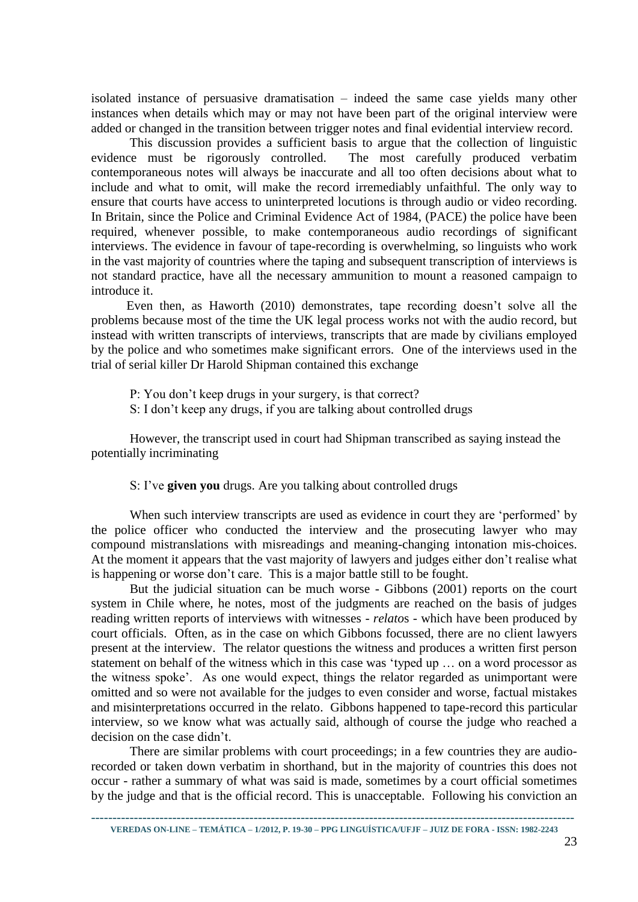isolated instance of persuasive dramatisation – indeed the same case yields many other instances when details which may or may not have been part of the original interview were added or changed in the transition between trigger notes and final evidential interview record.

This discussion provides a sufficient basis to argue that the collection of linguistic evidence must be rigorously controlled. The most carefully produced verbatim contemporaneous notes will always be inaccurate and all too often decisions about what to include and what to omit, will make the record irremediably unfaithful. The only way to ensure that courts have access to uninterpreted locutions is through audio or video recording. In Britain, since the Police and Criminal Evidence Act of 1984, (PACE) the police have been required, whenever possible, to make contemporaneous audio recordings of significant interviews. The evidence in favour of tape-recording is overwhelming, so linguists who work in the vast majority of countries where the taping and subsequent transcription of interviews is not standard practice, have all the necessary ammunition to mount a reasoned campaign to introduce it.

Even then, as Haworth (2010) demonstrates, tape recording doesn't solve all the problems because most of the time the UK legal process works not with the audio record, but instead with written transcripts of interviews, transcripts that are made by civilians employed by the police and who sometimes make significant errors. One of the interviews used in the trial of serial killer Dr Harold Shipman contained this exchange

> P: You don't keep drugs in your surgery, is that correct?
> S: I don't keep any drugs, if you are talking about controlled drugs

However, the transcript used in court had Shipman transcribed as saying instead the potentially incriminating

> S: I've **given you** drugs. Are you talking about controlled drugs

When such interview transcripts are used as evidence in court they are 'performed' by the police officer who conducted the interview and the prosecuting lawyer who may compound mistranslations with misreadings and meaning-changing intonation mis-choices. At the moment it appears that the vast majority of lawyers and judges either don't realise what is happening or worse don't care. This is a major battle still to be fought.

But the judicial situation can be much worse - Gibbons (2001) reports on the court system in Chile where, he notes, most of the judgments are reached on the basis of judges reading written reports of interviews with witnesses - *relato*s - which have been produced by court officials. Often, as in the case on which Gibbons focussed, there are no client lawyers present at the interview. The relator questions the witness and produces a written first person statement on behalf of the witness which in this case was 'typed up … on a word processor as the witness spoke'. As one would expect, things the relator regarded as unimportant were omitted and so were not available for the judges to even consider and worse, factual mistakes and misinterpretations occurred in the relato. Gibbons happened to tape-record this particular interview, so we know what was actually said, although of course the judge who reached a decision on the case didn't.

There are similar problems with court proceedings; in a few countries they are audio-recorded or taken down verbatim in shorthand, but in the majority of countries this does not occur - rather a summary of what was said is made, sometimes by a court official sometimes by the judge and that is the official record. This is unacceptable. Following his conviction an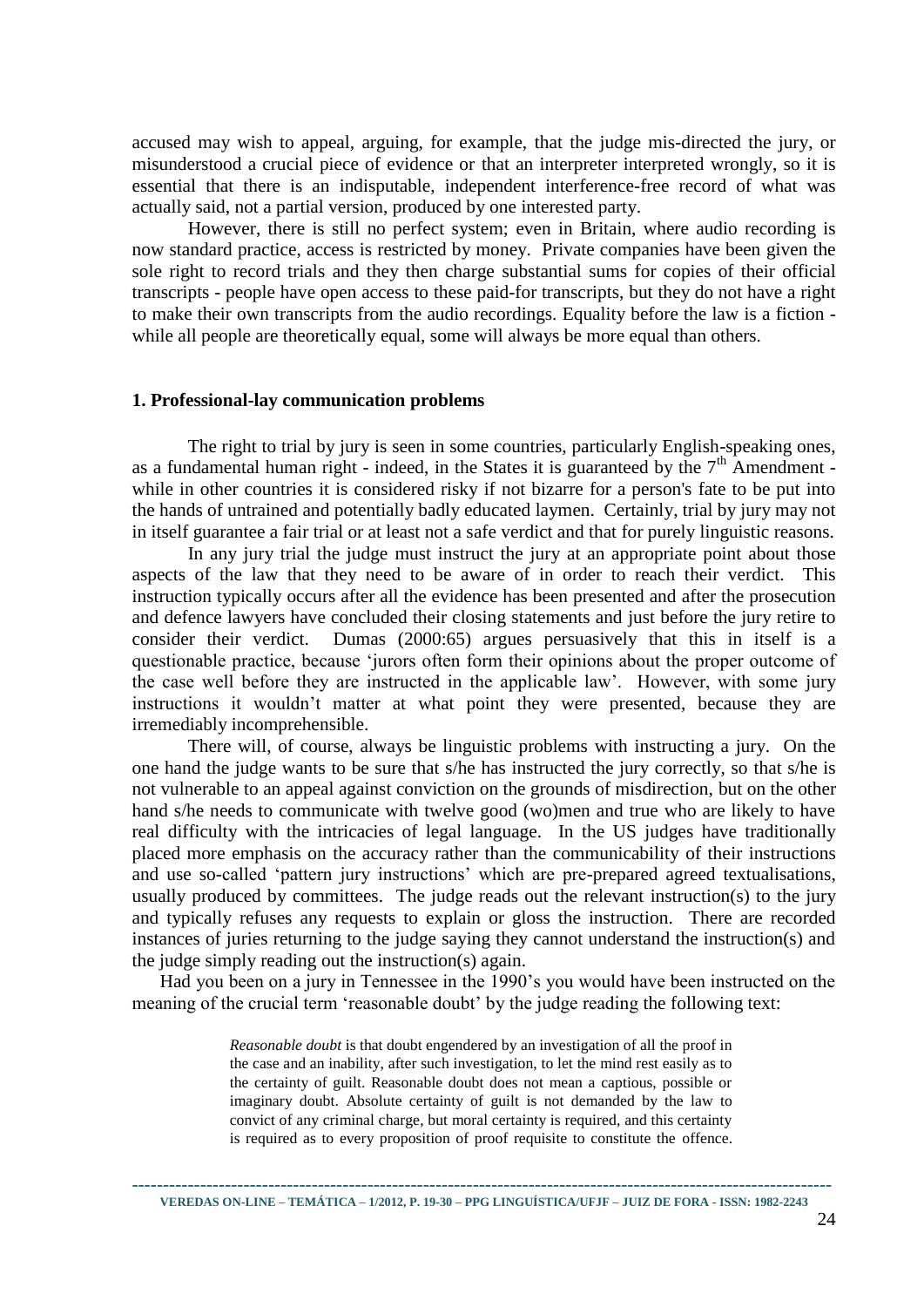accused may wish to appeal, arguing, for example, that the judge mis-directed the jury, or misunderstood a crucial piece of evidence or that an interpreter interpreted wrongly, so it is essential that there is an indisputable, independent interference-free record of what was actually said, not a partial version, produced by one interested party.

However, there is still no perfect system; even in Britain, where audio recording is now standard practice, access is restricted by money. Private companies have been given the sole right to record trials and they then charge substantial sums for copies of their official transcripts - people have open access to these paid-for transcripts, but they do not have a right to make their own transcripts from the audio recordings. Equality before the law is a fiction - while all people are theoretically equal, some will always be more equal than others.

## 1. Professional-lay communication problems

The right to trial by jury is seen in some countries, particularly English-speaking ones, as a fundamental human right - indeed, in the States it is guaranteed by the 7th Amendment - while in other countries it is considered risky if not bizarre for a person's fate to be put into the hands of untrained and potentially badly educated laymen. Certainly, trial by jury may not in itself guarantee a fair trial or at least not a safe verdict and that for purely linguistic reasons.

In any jury trial the judge must instruct the jury at an appropriate point about those aspects of the law that they need to be aware of in order to reach their verdict. This instruction typically occurs after all the evidence has been presented and after the prosecution and defence lawyers have concluded their closing statements and just before the jury retire to consider their verdict. Dumas (2000:65) argues persuasively that this in itself is a questionable practice, because 'jurors often form their opinions about the proper outcome of the case well before they are instructed in the applicable law'. However, with some jury instructions it wouldn't matter at what point they were presented, because they are irremediably incomprehensible.

There will, of course, always be linguistic problems with instructing a jury. On the one hand the judge wants to be sure that s/he has instructed the jury correctly, so that s/he is not vulnerable to an appeal against conviction on the grounds of misdirection, but on the other hand s/he needs to communicate with twelve good (wo)men and true who are likely to have real difficulty with the intricacies of legal language. In the US judges have traditionally placed more emphasis on the accuracy rather than the communicability of their instructions and use so-called 'pattern jury instructions' which are pre-prepared agreed textualisations, usually produced by committees. The judge reads out the relevant instruction(s) to the jury and typically refuses any requests to explain or gloss the instruction. There are recorded instances of juries returning to the judge saying they cannot understand the instruction(s) and the judge simply reading out the instruction(s) again.

Had you been on a jury in Tennessee in the 1990's you would have been instructed on the meaning of the crucial term 'reasonable doubt' by the judge reading the following text:

> *Reasonable doubt* is that doubt engendered by an investigation of all the proof in the case and an inability, after such investigation, to let the mind rest easily as to the certainty of guilt. Reasonable doubt does not mean a captious, possible or imaginary doubt. Absolute certainty of guilt is not demanded by the law to convict of any criminal charge, but moral certainty is required, and this certainty is required as to every proposition of proof requisite to constitute the offence.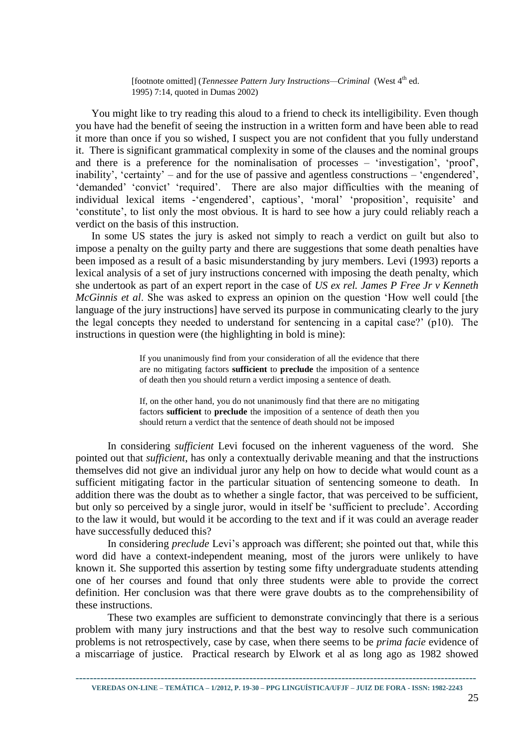> [footnote omitted] (*Tennessee Pattern Jury Instructions—Criminal* (West 4th ed. 1995) 7:14, quoted in Dumas 2002)

You might like to try reading this aloud to a friend to check its intelligibility. Even though you have had the benefit of seeing the instruction in a written form and have been able to read it more than once if you so wished, I suspect you are not confident that you fully understand it. There is significant grammatical complexity in some of the clauses and the nominal groups and there is a preference for the nominalisation of processes – 'investigation', 'proof', inability', 'certainty' – and for the use of passive and agentless constructions – 'engendered', 'demanded' 'convict' 'required'. There are also major difficulties with the meaning of individual lexical items -'engendered', captious', 'moral' 'proposition', requisite' and 'constitute', to list only the most obvious. It is hard to see how a jury could reliably reach a verdict on the basis of this instruction.

In some US states the jury is asked not simply to reach a verdict on guilt but also to impose a penalty on the guilty party and there are suggestions that some death penalties have been imposed as a result of a basic misunderstanding by jury members. Levi (1993) reports a lexical analysis of a set of jury instructions concerned with imposing the death penalty, which she undertook as part of an expert report in the case of *US ex rel. James P Free Jr v Kenneth McGinnis et al*. She was asked to express an opinion on the question 'How well could [the language of the jury instructions] have served its purpose in communicating clearly to the jury the legal concepts they needed to understand for sentencing in a capital case?' (p10). The instructions in question were (the highlighting in bold is mine):

> If you unanimously find from your consideration of all the evidence that there are no mitigating factors **sufficient** to **preclude** the imposition of a sentence of death then you should return a verdict imposing a sentence of death.
>
> If, on the other hand, you do not unanimously find that there are no mitigating factors **sufficient** to **preclude** the imposition of a sentence of death then you should return a verdict that the sentence of death should not be imposed

In considering *sufficient* Levi focused on the inherent vagueness of the word. She pointed out that *sufficient*, has only a contextually derivable meaning and that the instructions themselves did not give an individual juror any help on how to decide what would count as a sufficient mitigating factor in the particular situation of sentencing someone to death. In addition there was the doubt as to whether a single factor, that was perceived to be sufficient, but only so perceived by a single juror, would in itself be 'sufficient to preclude'. According to the law it would, but would it be according to the text and if it was could an average reader have successfully deduced this?

In considering *preclude* Levi's approach was different; she pointed out that, while this word did have a context-independent meaning, most of the jurors were unlikely to have known it. She supported this assertion by testing some fifty undergraduate students attending one of her courses and found that only three students were able to provide the correct definition. Her conclusion was that there were grave doubts as to the comprehensibility of these instructions.

These two examples are sufficient to demonstrate convincingly that there is a serious problem with many jury instructions and that the best way to resolve such communication problems is not retrospectively, case by case, when there seems to be *prima facie* evidence of a miscarriage of justice. Practical research by Elwork et al as long ago as 1982 showed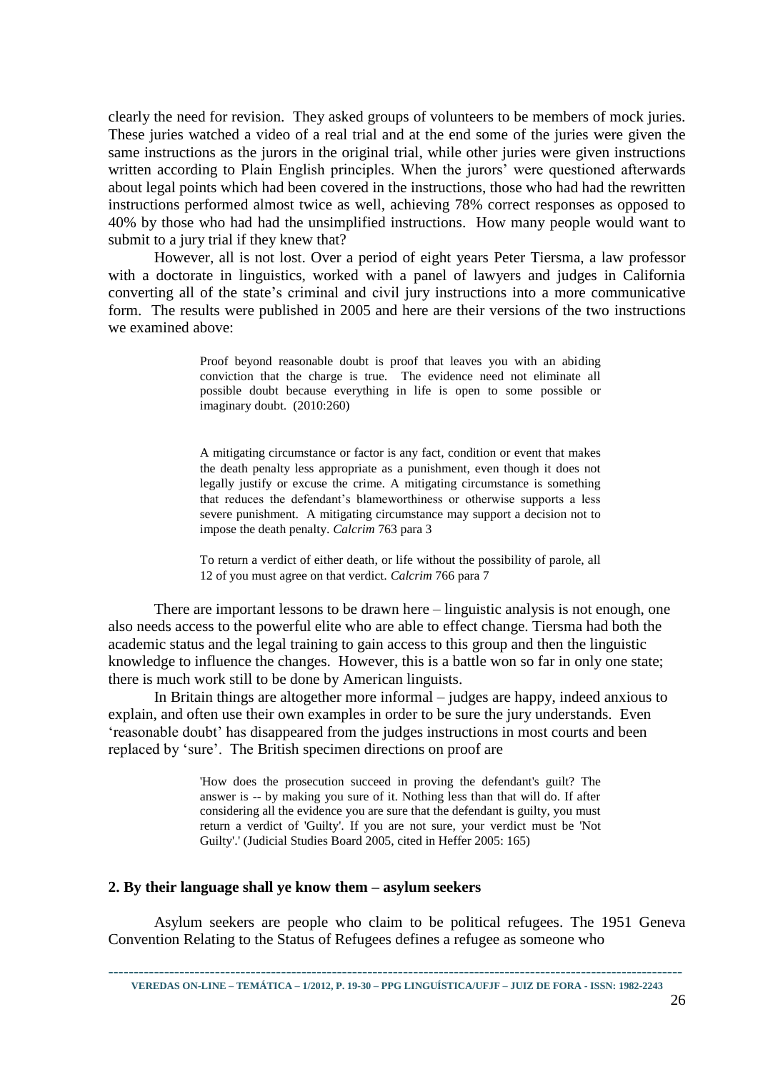clearly the need for revision. They asked groups of volunteers to be members of mock juries. These juries watched a video of a real trial and at the end some of the juries were given the same instructions as the jurors in the original trial, while other juries were given instructions written according to Plain English principles. When the jurors' were questioned afterwards about legal points which had been covered in the instructions, those who had had the rewritten instructions performed almost twice as well, achieving 78% correct responses as opposed to 40% by those who had had the unsimplified instructions. How many people would want to submit to a jury trial if they knew that?

However, all is not lost. Over a period of eight years Peter Tiersma, a law professor with a doctorate in linguistics, worked with a panel of lawyers and judges in California converting all of the state's criminal and civil jury instructions into a more communicative form. The results were published in 2005 and here are their versions of the two instructions we examined above:

> Proof beyond reasonable doubt is proof that leaves you with an abiding conviction that the charge is true. The evidence need not eliminate all possible doubt because everything in life is open to some possible or imaginary doubt. (2010:260)

> A mitigating circumstance or factor is any fact, condition or event that makes the death penalty less appropriate as a punishment, even though it does not legally justify or excuse the crime. A mitigating circumstance is something that reduces the defendant's blameworthiness or otherwise supports a less severe punishment. A mitigating circumstance may support a decision not to impose the death penalty. *Calcrim* 763 para 3

> To return a verdict of either death, or life without the possibility of parole, all 12 of you must agree on that verdict. *Calcrim* 766 para 7

There are important lessons to be drawn here – linguistic analysis is not enough, one also needs access to the powerful elite who are able to effect change. Tiersma had both the academic status and the legal training to gain access to this group and then the linguistic knowledge to influence the changes. However, this is a battle won so far in only one state; there is much work still to be done by American linguists.

In Britain things are altogether more informal – judges are happy, indeed anxious to explain, and often use their own examples in order to be sure the jury understands. Even 'reasonable doubt' has disappeared from the judges instructions in most courts and been replaced by 'sure'. The British specimen directions on proof are

> 'How does the prosecution succeed in proving the defendant's guilt? The answer is -- by making you sure of it. Nothing less than that will do. If after considering all the evidence you are sure that the defendant is guilty, you must return a verdict of 'Guilty'. If you are not sure, your verdict must be 'Not Guilty'.' (Judicial Studies Board 2005, cited in Heffer 2005: 165)

## 2. By their language shall ye know them – asylum seekers

Asylum seekers are people who claim to be political refugees. The 1951 Geneva Convention Relating to the Status of Refugees defines a refugee as someone who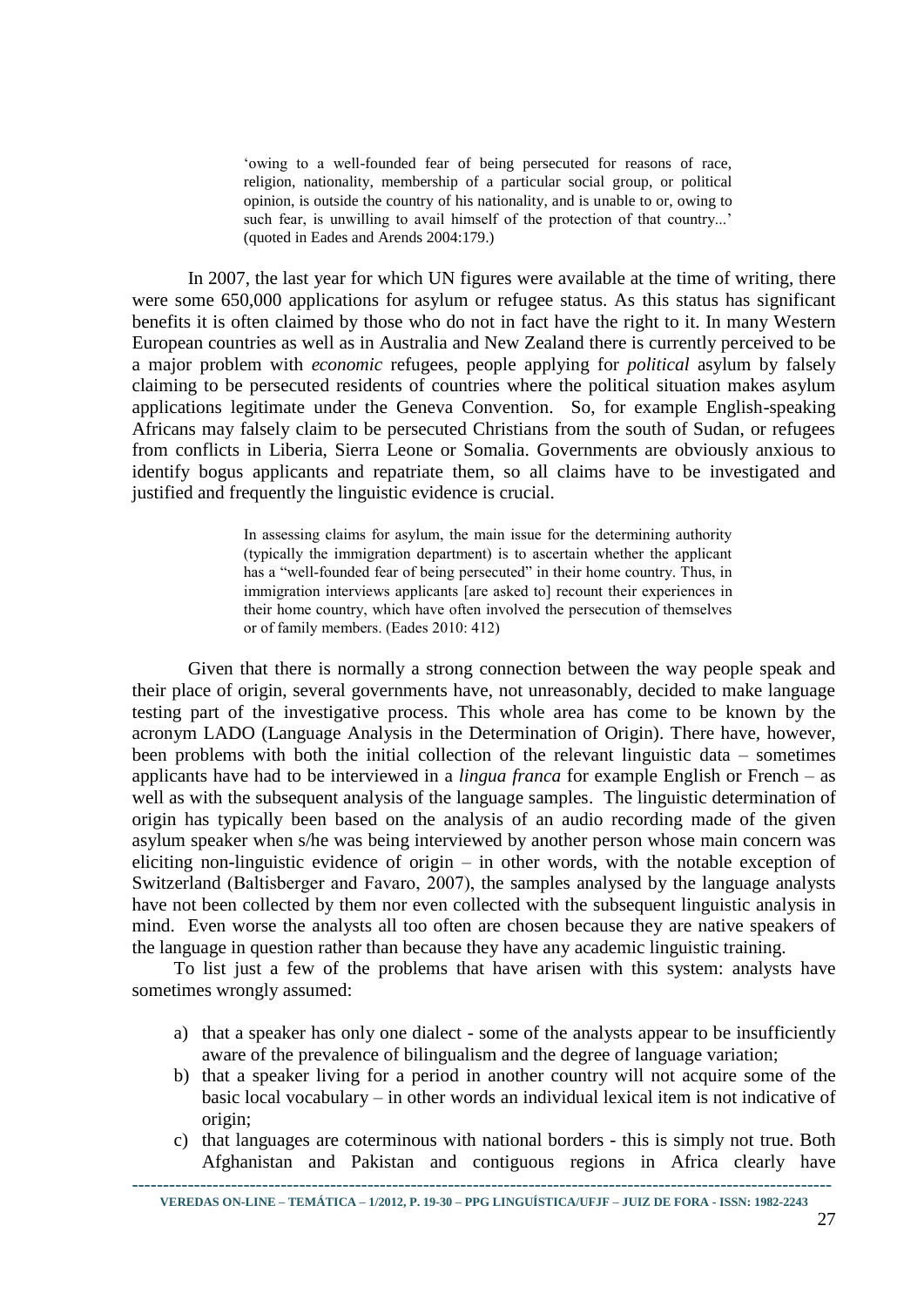> 'owing to a well-founded fear of being persecuted for reasons of race, religion, nationality, membership of a particular social group, or political opinion, is outside the country of his nationality, and is unable to or, owing to such fear, is unwilling to avail himself of the protection of that country...' (quoted in Eades and Arends 2004:179.)

In 2007, the last year for which UN figures were available at the time of writing, there were some 650,000 applications for asylum or refugee status. As this status has significant benefits it is often claimed by those who do not in fact have the right to it. In many Western European countries as well as in Australia and New Zealand there is currently perceived to be a major problem with *economic* refugees, people applying for *political* asylum by falsely claiming to be persecuted residents of countries where the political situation makes asylum applications legitimate under the Geneva Convention. So, for example English-speaking Africans may falsely claim to be persecuted Christians from the south of Sudan, or refugees from conflicts in Liberia, Sierra Leone or Somalia. Governments are obviously anxious to identify bogus applicants and repatriate them, so all claims have to be investigated and justified and frequently the linguistic evidence is crucial.

> In assessing claims for asylum, the main issue for the determining authority (typically the immigration department) is to ascertain whether the applicant has a "well-founded fear of being persecuted" in their home country. Thus, in immigration interviews applicants [are asked to] recount their experiences in their home country, which have often involved the persecution of themselves or of family members. (Eades 2010: 412)

Given that there is normally a strong connection between the way people speak and their place of origin, several governments have, not unreasonably, decided to make language testing part of the investigative process. This whole area has come to be known by the acronym LADO (Language Analysis in the Determination of Origin). There have, however, been problems with both the initial collection of the relevant linguistic data – sometimes applicants have had to be interviewed in a *lingua franca* for example English or French – as well as with the subsequent analysis of the language samples. The linguistic determination of origin has typically been based on the analysis of an audio recording made of the given asylum speaker when s/he was being interviewed by another person whose main concern was eliciting non-linguistic evidence of origin – in other words, with the notable exception of Switzerland (Baltisberger and Favaro, 2007), the samples analysed by the language analysts have not been collected by them nor even collected with the subsequent linguistic analysis in mind. Even worse the analysts all too often are chosen because they are native speakers of the language in question rather than because they have any academic linguistic training.

To list just a few of the problems that have arisen with this system: analysts have sometimes wrongly assumed:

a) that a speaker has only one dialect - some of the analysts appear to be insufficiently aware of the prevalence of bilingualism and the degree of language variation;
b) that a speaker living for a period in another country will not acquire some of the basic local vocabulary – in other words an individual lexical item is not indicative of origin;
c) that languages are coterminous with national borders - this is simply not true. Both Afghanistan and Pakistan and contiguous regions in Africa clearly have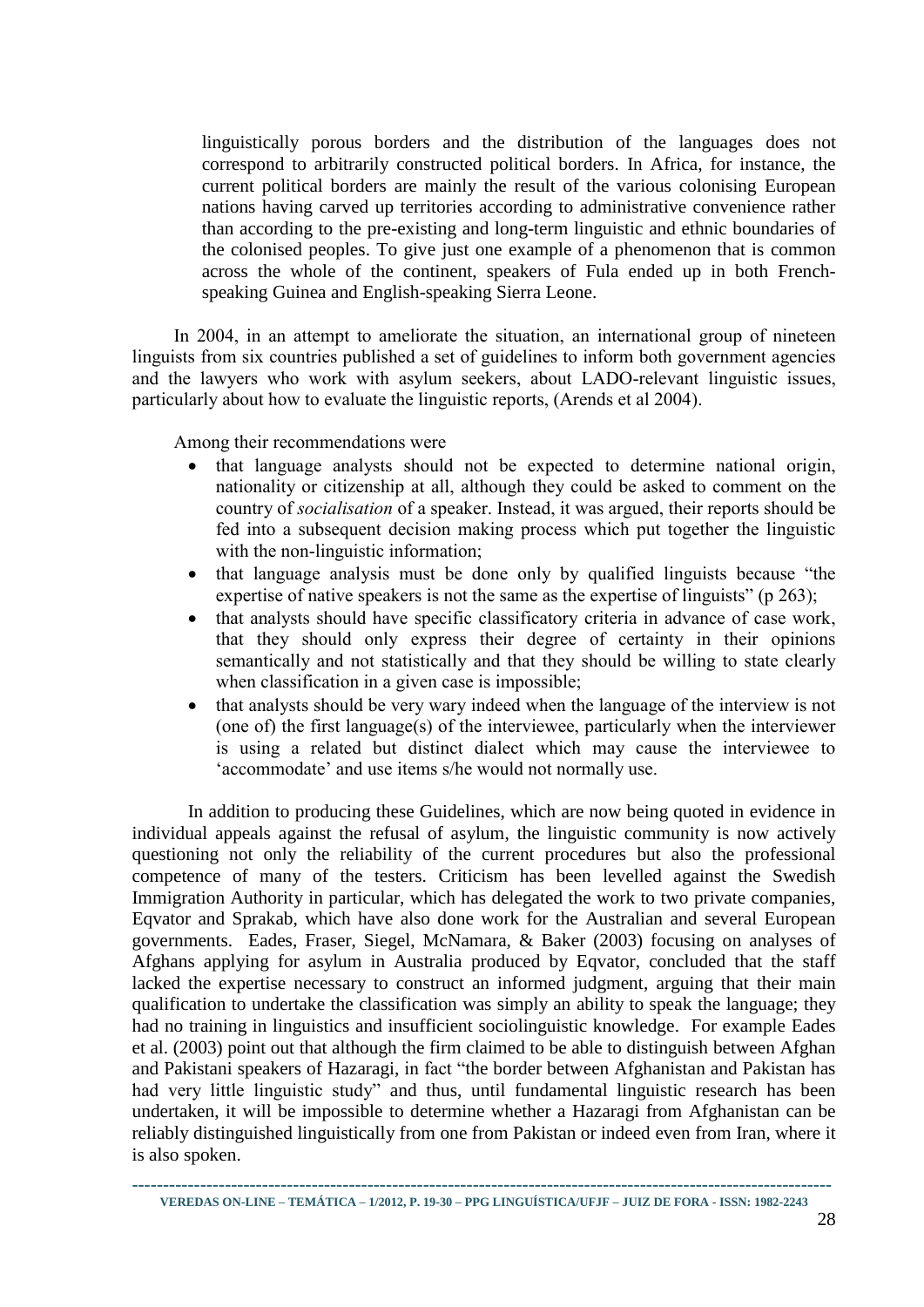> linguistically porous borders and the distribution of the languages does not correspond to arbitrarily constructed political borders. In Africa, for instance, the current political borders are mainly the result of the various colonising European nations having carved up territories according to administrative convenience rather than according to the pre-existing and long-term linguistic and ethnic boundaries of the colonised peoples. To give just one example of a phenomenon that is common across the whole of the continent, speakers of Fula ended up in both French-speaking Guinea and English-speaking Sierra Leone.

In 2004, in an attempt to ameliorate the situation, an international group of nineteen linguists from six countries published a set of guidelines to inform both government agencies and the lawyers who work with asylum seekers, about LADO-relevant linguistic issues, particularly about how to evaluate the linguistic reports, (Arends et al 2004).

Among their recommendations were

- that language analysts should not be expected to determine national origin, nationality or citizenship at all, although they could be asked to comment on the country of *socialisation* of a speaker. Instead, it was argued, their reports should be fed into a subsequent decision making process which put together the linguistic with the non-linguistic information;
- that language analysis must be done only by qualified linguists because "the expertise of native speakers is not the same as the expertise of linguists" (p 263);
- that analysts should have specific classificatory criteria in advance of case work, that they should only express their degree of certainty in their opinions semantically and not statistically and that they should be willing to state clearly when classification in a given case is impossible;
- that analysts should be very wary indeed when the language of the interview is not (one of) the first language(s) of the interviewee, particularly when the interviewer is using a related but distinct dialect which may cause the interviewee to 'accommodate' and use items s/he would not normally use.

In addition to producing these Guidelines, which are now being quoted in evidence in individual appeals against the refusal of asylum, the linguistic community is now actively questioning not only the reliability of the current procedures but also the professional competence of many of the testers. Criticism has been levelled against the Swedish Immigration Authority in particular, which has delegated the work to two private companies, Eqvator and Sprakab, which have also done work for the Australian and several European governments. Eades, Fraser, Siegel, McNamara, & Baker (2003) focusing on analyses of Afghans applying for asylum in Australia produced by Eqvator, concluded that the staff lacked the expertise necessary to construct an informed judgment, arguing that their main qualification to undertake the classification was simply an ability to speak the language; they had no training in linguistics and insufficient sociolinguistic knowledge. For example Eades et al. (2003) point out that although the firm claimed to be able to distinguish between Afghan and Pakistani speakers of Hazaragi, in fact "the border between Afghanistan and Pakistan has had very little linguistic study" and thus, until fundamental linguistic research has been undertaken, it will be impossible to determine whether a Hazaragi from Afghanistan can be reliably distinguished linguistically from one from Pakistan or indeed even from Iran, where it is also spoken.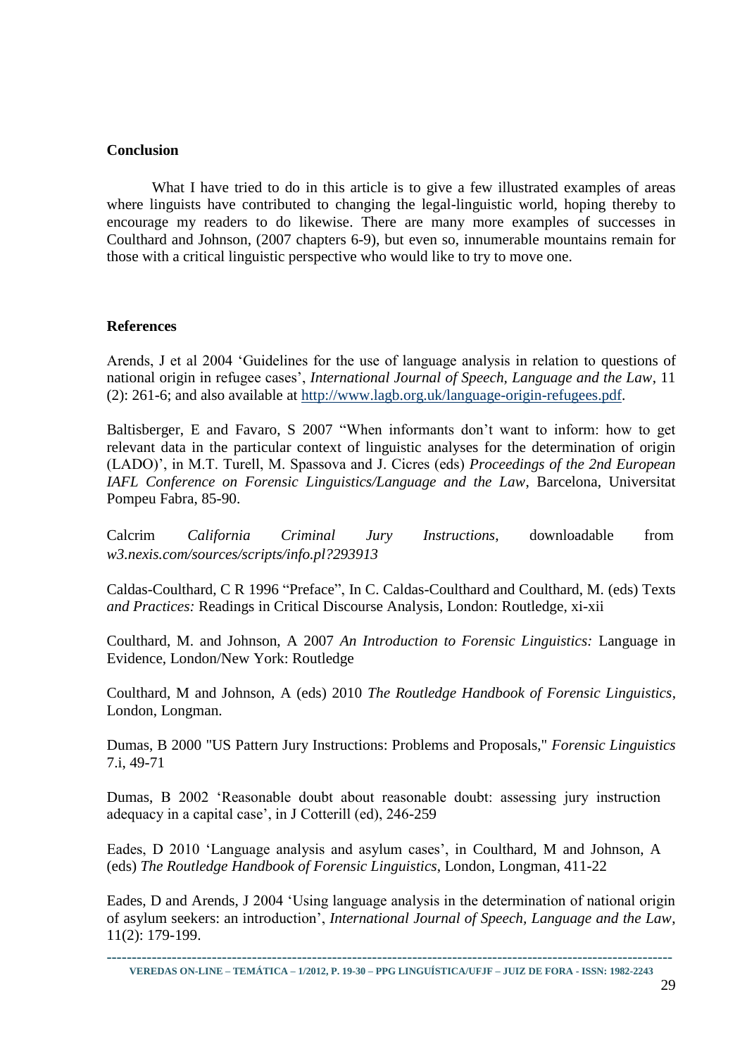**Conclusion**

What I have tried to do in this article is to give a few illustrated examples of areas where linguists have contributed to changing the legal-linguistic world, hoping thereby to encourage my readers to do likewise. There are many more examples of successes in Coulthard and Johnson, (2007 chapters 6-9), but even so, innumerable mountains remain for those with a critical linguistic perspective who would like to try to move one.

**References**

Arends, J et al 2004 'Guidelines for the use of language analysis in relation to questions of national origin in refugee cases', *International Journal of Speech, Language and the Law*, 11 (2): 261-6; and also available at http://www.lagb.org.uk/language-origin-refugees.pdf.

Baltisberger, E and Favaro, S 2007 "When informants don't want to inform: how to get relevant data in the particular context of linguistic analyses for the determination of origin (LADO)', in M.T. Turell, M. Spassova and J. Cicres (eds) *Proceedings of the 2nd European IAFL Conference on Forensic Linguistics/Language and the Law*, Barcelona, Universitat Pompeu Fabra, 85-90.

Calcrim *California Criminal Jury Instructions*, downloadable from *w3.nexis.com/sources/scripts/info.pl?293913*

Caldas-Coulthard, C R 1996 "Preface", In C. Caldas-Coulthard and Coulthard, M. (eds) Texts *and Practices:* Readings in Critical Discourse Analysis, London: Routledge, xi-xii

Coulthard, M. and Johnson, A 2007 *An Introduction to Forensic Linguistics:* Language in Evidence, London/New York: Routledge

Coulthard, M and Johnson, A (eds) 2010 *The Routledge Handbook of Forensic Linguistics*, London, Longman.

Dumas, B 2000 "US Pattern Jury Instructions: Problems and Proposals," *Forensic Linguistics* 7.i, 49-71

Dumas, B 2002 'Reasonable doubt about reasonable doubt: assessing jury instruction adequacy in a capital case', in J Cotterill (ed), 246-259

Eades, D 2010 'Language analysis and asylum cases', in Coulthard, M and Johnson, A (eds) *The Routledge Handbook of Forensic Linguistics*, London, Longman, 411-22

Eades, D and Arends, J 2004 'Using language analysis in the determination of national origin of asylum seekers: an introduction', *International Journal of Speech, Language and the Law*, 11(2): 179-199.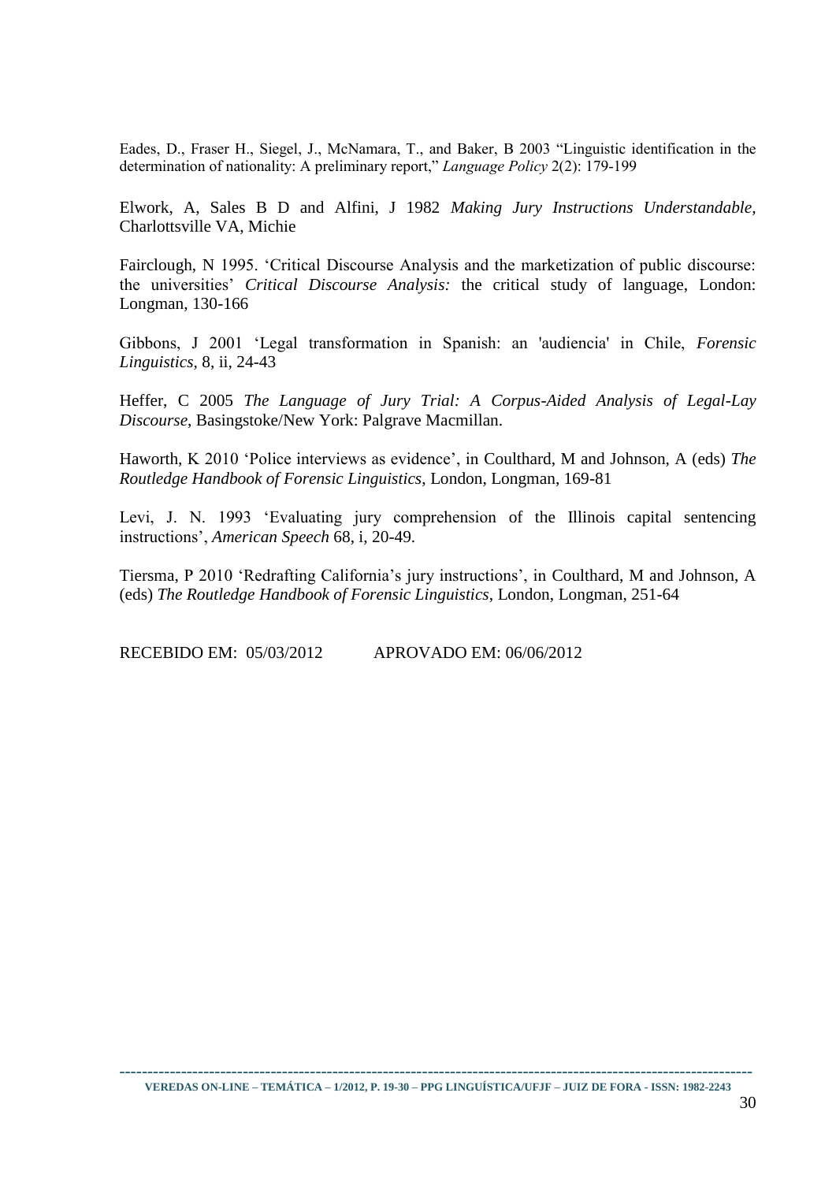Eades, D., Fraser H., Siegel, J., McNamara, T., and Baker, B 2003 "Linguistic identification in the determination of nationality: A preliminary report," *Language Policy* 2(2): 179-199

Elwork, A, Sales B D and Alfini, J 1982 *Making Jury Instructions Understandable,* Charlottsville VA, Michie

Fairclough, N 1995. 'Critical Discourse Analysis and the marketization of public discourse: the universities' *Critical Discourse Analysis:* the critical study of language, London: Longman, 130-166

Gibbons, J 2001 'Legal transformation in Spanish: an 'audiencia' in Chile, *Forensic Linguistics,* 8, ii, 24-43

Heffer, C 2005 *The Language of Jury Trial: A Corpus-Aided Analysis of Legal-Lay Discourse*, Basingstoke/New York: Palgrave Macmillan.

Haworth, K 2010 'Police interviews as evidence', in Coulthard, M and Johnson, A (eds) *The Routledge Handbook of Forensic Linguistics*, London, Longman, 169-81

Levi, J. N. 1993 'Evaluating jury comprehension of the Illinois capital sentencing instructions', *American Speech* 68, i, 20-49.

Tiersma, P 2010 'Redrafting California's jury instructions', in Coulthard, M and Johnson, A (eds) *The Routledge Handbook of Forensic Linguistics*, London, Longman, 251-64

RECEBIDO EM: 05/03/2012 APROVADO EM: 06/06/2012